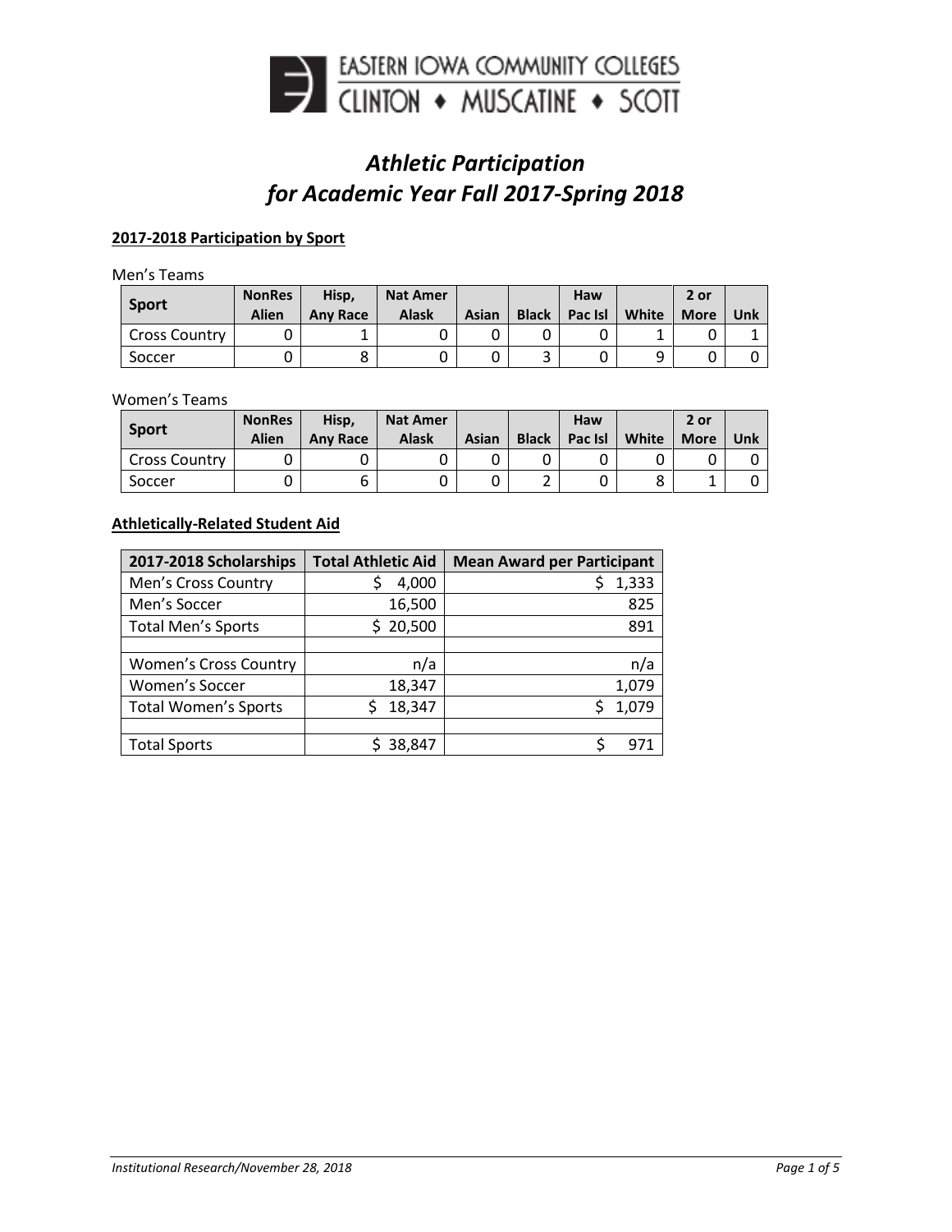EASTERN IOWA COMMUNITY COLLEGES
CLINTON ♦ MUSCATINE ♦ SCOTT

# *Athletic Participation for Academic Year Fall 2017-Spring 2018*

**2017-2018 Participation by Sport**

Men's Teams

| Sport | NonRes Alien | Hisp, Any Race | Nat Amer Alask | Asian | Black | Haw Pac Isl | White | 2 or More | Unk |
|---|---|---|---|---|---|---|---|---|---|
| Cross Country | 0 | 1 | 0 | 0 | 0 | 0 | 1 | 0 | 1 |
| Soccer | 0 | 8 | 0 | 0 | 3 | 0 | 9 | 0 | 0 |

Women's Teams

| Sport | NonRes Alien | Hisp, Any Race | Nat Amer Alask | Asian | Black | Haw Pac Isl | White | 2 or More | Unk |
|---|---|---|---|---|---|---|---|---|---|
| Cross Country | 0 | 0 | 0 | 0 | 0 | 0 | 0 | 0 | 0 |
| Soccer | 0 | 6 | 0 | 0 | 2 | 0 | 8 | 1 | 0 |

**Athletically-Related Student Aid**

| 2017-2018 Scholarships | Total Athletic Aid | Mean Award per Participant |
|---|---|---|
| Men's Cross Country | $ 4,000 | $ 1,333 |
| Men's Soccer | 16,500 | 825 |
| Total Men's Sports | $ 20,500 | 891 |
| | | |
| Women's Cross Country | n/a | n/a |
| Women's Soccer | 18,347 | 1,079 |
| Total Women's Sports | $ 18,347 | $ 1,079 |
| | | |
| Total Sports | $ 38,847 | $ 971 |

*Institutional Research/November 28, 2018*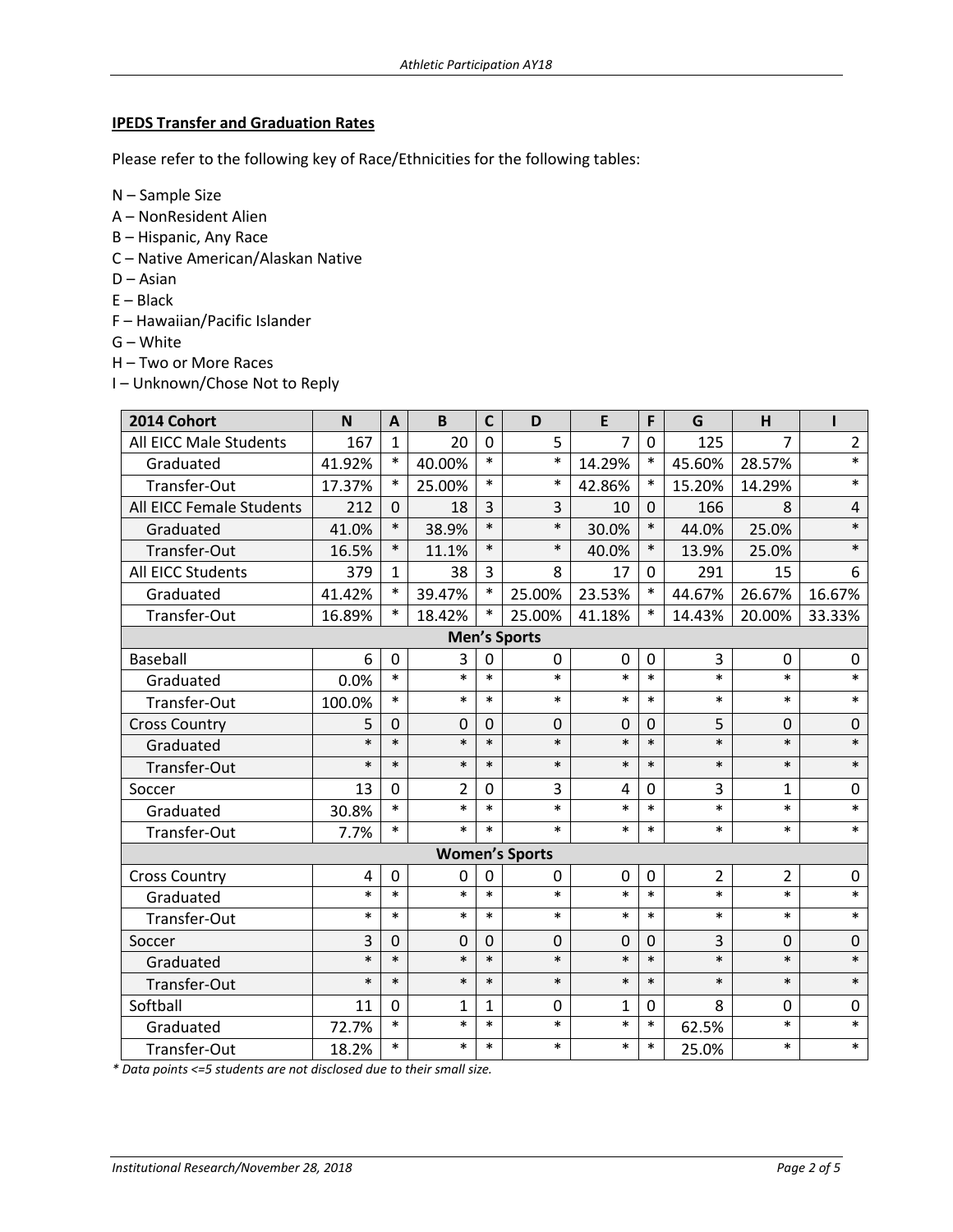**IPEDS Transfer and Graduation Rates**

Please refer to the following key of Race/Ethnicities for the following tables:

N – Sample Size
A – NonResident Alien
B – Hispanic, Any Race
C – Native American/Alaskan Native
D – Asian
E – Black
F – Hawaiian/Pacific Islander
G – White
H – Two or More Races
I – Unknown/Chose Not to Reply

| 2014 Cohort | N | A | B | C | D | E | F | G | H | I |
|---|---|---|---|---|---|---|---|---|---|---|
| All EICC Male Students | 167 | 1 | 20 | 0 | 5 | 7 | 0 | 125 | 7 | 2 |
| Graduated | 41.92% | * | 40.00% | * | * | 14.29% | * | 45.60% | 28.57% | * |
| Transfer-Out | 17.37% | * | 25.00% | * | * | 42.86% | * | 15.20% | 14.29% | * |
| All EICC Female Students | 212 | 0 | 18 | 3 | 3 | 10 | 0 | 166 | 8 | 4 |
| Graduated | 41.0% | * | 38.9% | * | * | 30.0% | * | 44.0% | 25.0% | * |
| Transfer-Out | 16.5% | * | 11.1% | * | * | 40.0% | * | 13.9% | 25.0% | * |
| All EICC Students | 379 | 1 | 38 | 3 | 8 | 17 | 0 | 291 | 15 | 6 |
| Graduated | 41.42% | * | 39.47% | * | 25.00% | 23.53% | * | 44.67% | 26.67% | 16.67% |
| Transfer-Out | 16.89% | * | 18.42% | * | 25.00% | 41.18% | * | 14.43% | 20.00% | 33.33% |
| **Men's Sports** | | | | | | | | | | |
| Baseball | 6 | 0 | 3 | 0 | 0 | 0 | 0 | 3 | 0 | 0 |
| Graduated | 0.0% | * | * | * | * | * | * | * | * | * |
| Transfer-Out | 100.0% | * | * | * | * | * | * | * | * | * |
| Cross Country | 5 | 0 | 0 | 0 | 0 | 0 | 0 | 5 | 0 | 0 |
| Graduated | * | * | * | * | * | * | * | * | * | * |
| Transfer-Out | * | * | * | * | * | * | * | * | * | * |
| Soccer | 13 | 0 | 2 | 0 | 3 | 4 | 0 | 3 | 1 | 0 |
| Graduated | 30.8% | * | * | * | * | * | * | * | * | * |
| Transfer-Out | 7.7% | * | * | * | * | * | * | * | * | * |
| **Women's Sports** | | | | | | | | | | |
| Cross Country | 4 | 0 | 0 | 0 | 0 | 0 | 0 | 2 | 2 | 0 |
| Graduated | * | * | * | * | * | * | * | * | * | * |
| Transfer-Out | * | * | * | * | * | * | * | * | * | * |
| Soccer | 3 | 0 | 0 | 0 | 0 | 0 | 0 | 3 | 0 | 0 |
| Graduated | * | * | * | * | * | * | * | * | * | * |
| Transfer-Out | * | * | * | * | * | * | * | * | * | * |
| Softball | 11 | 0 | 1 | 1 | 0 | 1 | 0 | 8 | 0 | 0 |
| Graduated | 72.7% | * | * | * | * | * | * | 62.5% | * | * |
| Transfer-Out | 18.2% | * | * | * | * | * | * | 25.0% | * | * |

*\* Data points <=5 students are not disclosed due to their small size.*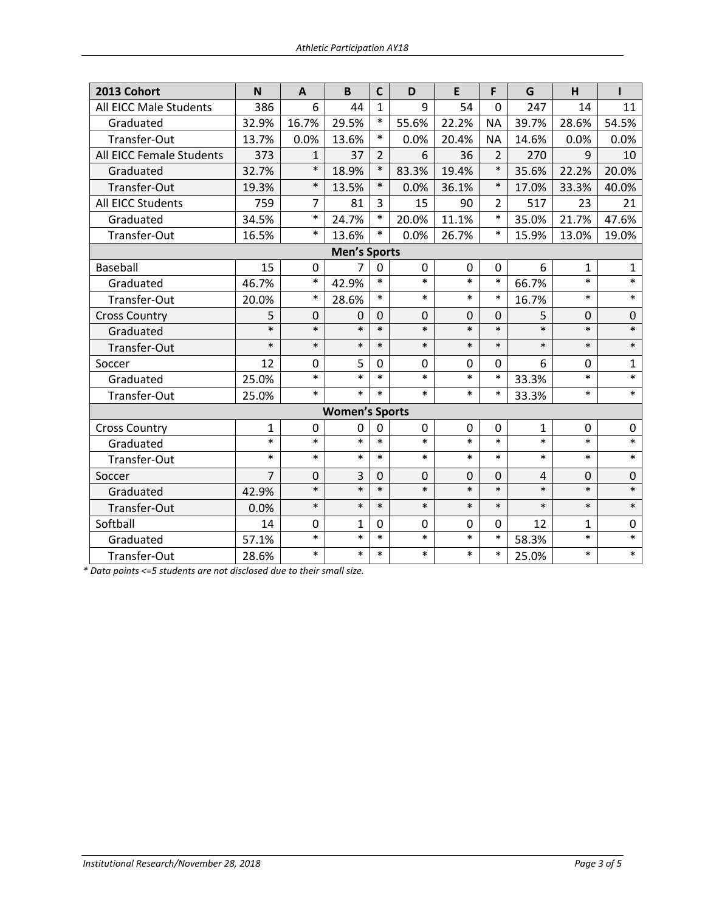| 2013 Cohort | N | A | B | C | D | E | F | G | H | I |
|---|---|---|---|---|---|---|---|---|---|---|
| All EICC Male Students | 386 | 6 | 44 | 1 | 9 | 54 | 0 | 247 | 14 | 11 |
| Graduated | 32.9% | 16.7% | 29.5% | * | 55.6% | 22.2% | NA | 39.7% | 28.6% | 54.5% |
| Transfer-Out | 13.7% | 0.0% | 13.6% | * | 0.0% | 20.4% | NA | 14.6% | 0.0% | 0.0% |
| All EICC Female Students | 373 | 1 | 37 | 2 | 6 | 36 | 2 | 270 | 9 | 10 |
| Graduated | 32.7% | * | 18.9% | * | 83.3% | 19.4% | * | 35.6% | 22.2% | 20.0% |
| Transfer-Out | 19.3% | * | 13.5% | * | 0.0% | 36.1% | * | 17.0% | 33.3% | 40.0% |
| All EICC Students | 759 | 7 | 81 | 3 | 15 | 90 | 2 | 517 | 23 | 21 |
| Graduated | 34.5% | * | 24.7% | * | 20.0% | 11.1% | * | 35.0% | 21.7% | 47.6% |
| Transfer-Out | 16.5% | * | 13.6% | * | 0.0% | 26.7% | * | 15.9% | 13.0% | 19.0% |
| **Men's Sports** | | | | | | | | | | |
| Baseball | 15 | 0 | 7 | 0 | 0 | 0 | 0 | 6 | 1 | 1 |
| Graduated | 46.7% | * | 42.9% | * | * | * | * | 66.7% | * | * |
| Transfer-Out | 20.0% | * | 28.6% | * | * | * | * | 16.7% | * | * |
| Cross Country | 5 | 0 | 0 | 0 | 0 | 0 | 0 | 5 | 0 | 0 |
| Graduated | * | * | * | * | * | * | * | * | * | * |
| Transfer-Out | * | * | * | * | * | * | * | * | * | * |
| Soccer | 12 | 0 | 5 | 0 | 0 | 0 | 0 | 6 | 0 | 1 |
| Graduated | 25.0% | * | * | * | * | * | * | 33.3% | * | * |
| Transfer-Out | 25.0% | * | * | * | * | * | * | 33.3% | * | * |
| **Women's Sports** | | | | | | | | | | |
| Cross Country | 1 | 0 | 0 | 0 | 0 | 0 | 0 | 1 | 0 | 0 |
| Graduated | * | * | * | * | * | * | * | * | * | * |
| Transfer-Out | * | * | * | * | * | * | * | * | * | * |
| Soccer | 7 | 0 | 3 | 0 | 0 | 0 | 0 | 4 | 0 | 0 |
| Graduated | 42.9% | * | * | * | * | * | * | * | * | * |
| Transfer-Out | 0.0% | * | * | * | * | * | * | * | * | * |
| Softball | 14 | 0 | 1 | 0 | 0 | 0 | 0 | 12 | 1 | 0 |
| Graduated | 57.1% | * | * | * | * | * | * | 58.3% | * | * |
| Transfer-Out | 28.6% | * | * | * | * | * | * | 25.0% | * | * |

*\* Data points <=5 students are not disclosed due to their small size.*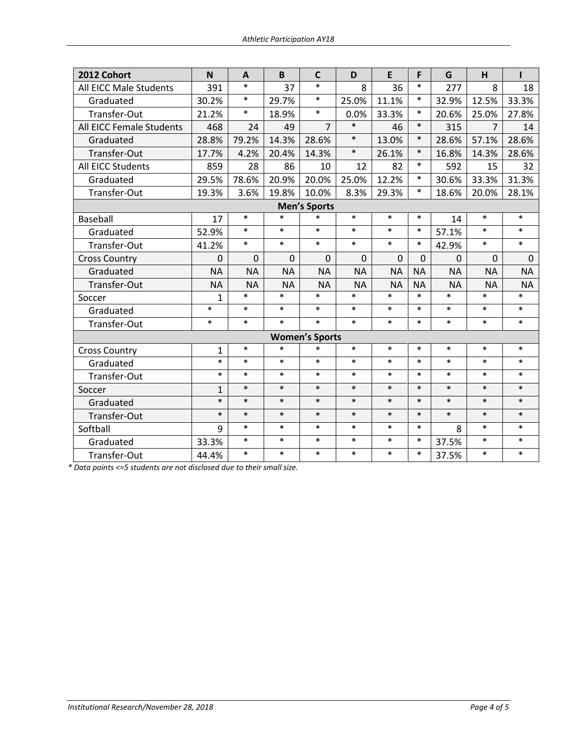| 2012 Cohort | N | A | B | C | D | E | F | G | H | I |
|---|---|---|---|---|---|---|---|---|---|---|
| All EICC Male Students | 391 | * | 37 | * | 8 | 36 | * | 277 | 8 | 18 |
| Graduated | 30.2% | * | 29.7% | * | 25.0% | 11.1% | * | 32.9% | 12.5% | 33.3% |
| Transfer-Out | 21.2% | * | 18.9% | * | 0.0% | 33.3% | * | 20.6% | 25.0% | 27.8% |
| All EICC Female Students | 468 | 24 | 49 | 7 | * | 46 | * | 315 | 7 | 14 |
| Graduated | 28.8% | 79.2% | 14.3% | 28.6% | * | 13.0% | * | 28.6% | 57.1% | 28.6% |
| Transfer-Out | 17.7% | 4.2% | 20.4% | 14.3% | * | 26.1% | * | 16.8% | 14.3% | 28.6% |
| All EICC Students | 859 | 28 | 86 | 10 | 12 | 82 | * | 592 | 15 | 32 |
| Graduated | 29.5% | 78.6% | 20.9% | 20.0% | 25.0% | 12.2% | * | 30.6% | 33.3% | 31.3% |
| Transfer-Out | 19.3% | 3.6% | 19.8% | 10.0% | 8.3% | 29.3% | * | 18.6% | 20.0% | 28.1% |
| **Men's Sports** | | | | | | | | | | |
| Baseball | 17 | * | * | * | * | * | * | 14 | * | * |
| Graduated | 52.9% | * | * | * | * | * | * | 57.1% | * | * |
| Transfer-Out | 41.2% | * | * | * | * | * | * | 42.9% | * | * |
| Cross Country | 0 | 0 | 0 | 0 | 0 | 0 | 0 | 0 | 0 | 0 |
| Graduated | NA | NA | NA | NA | NA | NA | NA | NA | NA | NA |
| Transfer-Out | NA | NA | NA | NA | NA | NA | NA | NA | NA | NA |
| Soccer | 1 | * | * | * | * | * | * | * | * | * |
| Graduated | * | * | * | * | * | * | * | * | * | * |
| Transfer-Out | * | * | * | * | * | * | * | * | * | * |
| **Women's Sports** | | | | | | | | | | |
| Cross Country | 1 | * | * | * | * | * | * | * | * | * |
| Graduated | * | * | * | * | * | * | * | * | * | * |
| Transfer-Out | * | * | * | * | * | * | * | * | * | * |
| Soccer | 1 | * | * | * | * | * | * | * | * | * |
| Graduated | * | * | * | * | * | * | * | * | * | * |
| Transfer-Out | * | * | * | * | * | * | * | * | * | * |
| Softball | 9 | * | * | * | * | * | * | 8 | * | * |
| Graduated | 33.3% | * | * | * | * | * | * | 37.5% | * | * |
| Transfer-Out | 44.4% | * | * | * | * | * | * | 37.5% | * | * |

*\* Data points <=5 students are not disclosed due to their small size.*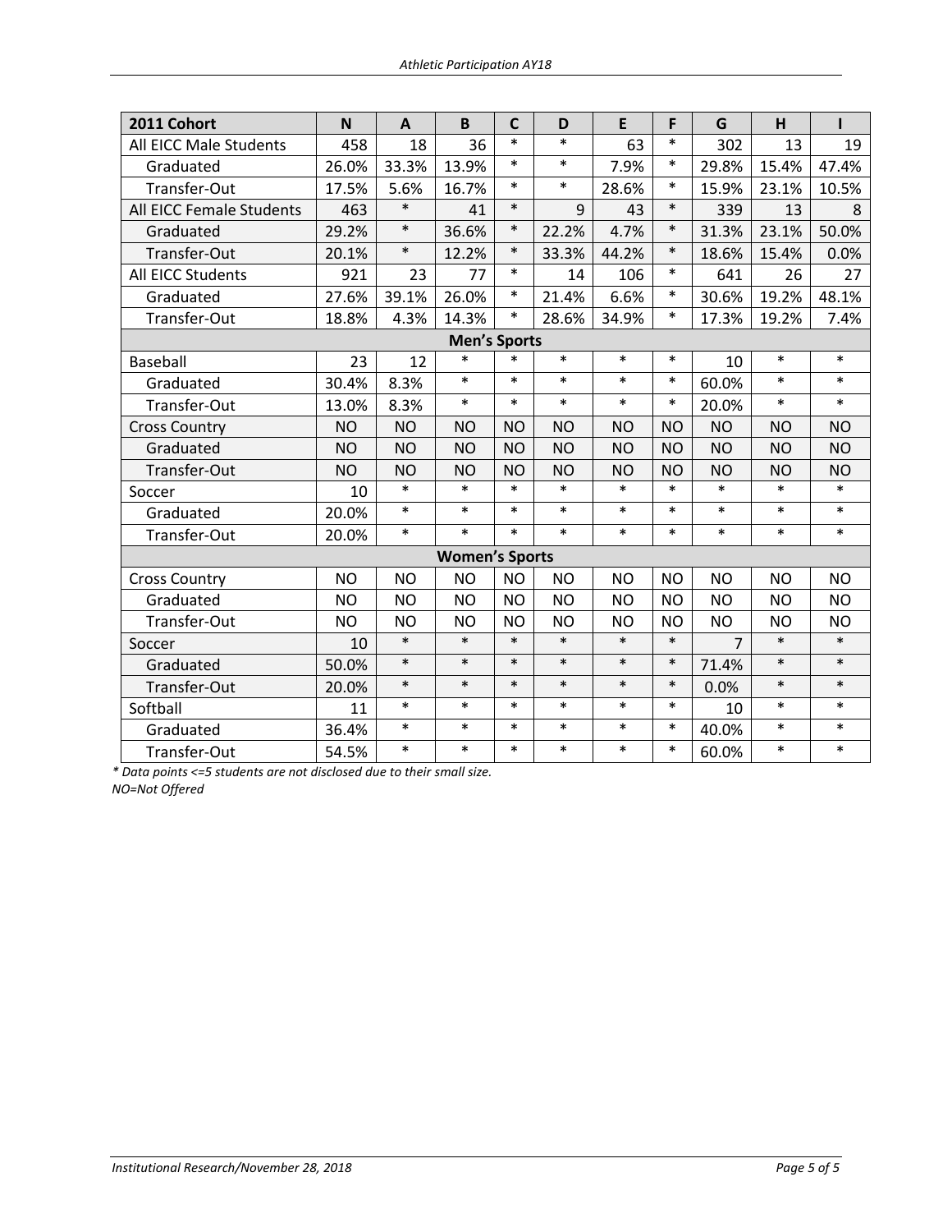| 2011 Cohort | N | A | B | C | D | E | F | G | H | I |
|---|---|---|---|---|---|---|---|---|---|---|
| All EICC Male Students | 458 | 18 | 36 | * | * | 63 | * | 302 | 13 | 19 |
| Graduated | 26.0% | 33.3% | 13.9% | * | * | 7.9% | * | 29.8% | 15.4% | 47.4% |
| Transfer-Out | 17.5% | 5.6% | 16.7% | * | * | 28.6% | * | 15.9% | 23.1% | 10.5% |
| All EICC Female Students | 463 | * | 41 | * | 9 | 43 | * | 339 | 13 | 8 |
| Graduated | 29.2% | * | 36.6% | * | 22.2% | 4.7% | * | 31.3% | 23.1% | 50.0% |
| Transfer-Out | 20.1% | * | 12.2% | * | 33.3% | 44.2% | * | 18.6% | 15.4% | 0.0% |
| All EICC Students | 921 | 23 | 77 | * | 14 | 106 | * | 641 | 26 | 27 |
| Graduated | 27.6% | 39.1% | 26.0% | * | 21.4% | 6.6% | * | 30.6% | 19.2% | 48.1% |
| Transfer-Out | 18.8% | 4.3% | 14.3% | * | 28.6% | 34.9% | * | 17.3% | 19.2% | 7.4% |
| **Men's Sports** | | | | | | | | | | |
| Baseball | 23 | 12 | * | * | * | * | * | 10 | * | * |
| Graduated | 30.4% | 8.3% | * | * | * | * | * | 60.0% | * | * |
| Transfer-Out | 13.0% | 8.3% | * | * | * | * | * | 20.0% | * | * |
| Cross Country | NO | NO | NO | NO | NO | NO | NO | NO | NO | NO |
| Graduated | NO | NO | NO | NO | NO | NO | NO | NO | NO | NO |
| Transfer-Out | NO | NO | NO | NO | NO | NO | NO | NO | NO | NO |
| Soccer | 10 | * | * | * | * | * | * | * | * | * |
| Graduated | 20.0% | * | * | * | * | * | * | * | * | * |
| Transfer-Out | 20.0% | * | * | * | * | * | * | * | * | * |
| **Women's Sports** | | | | | | | | | | |
| Cross Country | NO | NO | NO | NO | NO | NO | NO | NO | NO | NO |
| Graduated | NO | NO | NO | NO | NO | NO | NO | NO | NO | NO |
| Transfer-Out | NO | NO | NO | NO | NO | NO | NO | NO | NO | NO |
| Soccer | 10 | * | * | * | * | * | * | 7 | * | * |
| Graduated | 50.0% | * | * | * | * | * | * | 71.4% | * | * |
| Transfer-Out | 20.0% | * | * | * | * | * | * | 0.0% | * | * |
| Softball | 11 | * | * | * | * | * | * | 10 | * | * |
| Graduated | 36.4% | * | * | * | * | * | * | 40.0% | * | * |
| Transfer-Out | 54.5% | * | * | * | * | * | * | 60.0% | * | * |

*\* Data points <=5 students are not disclosed due to their small size.*
*NO=Not Offered*